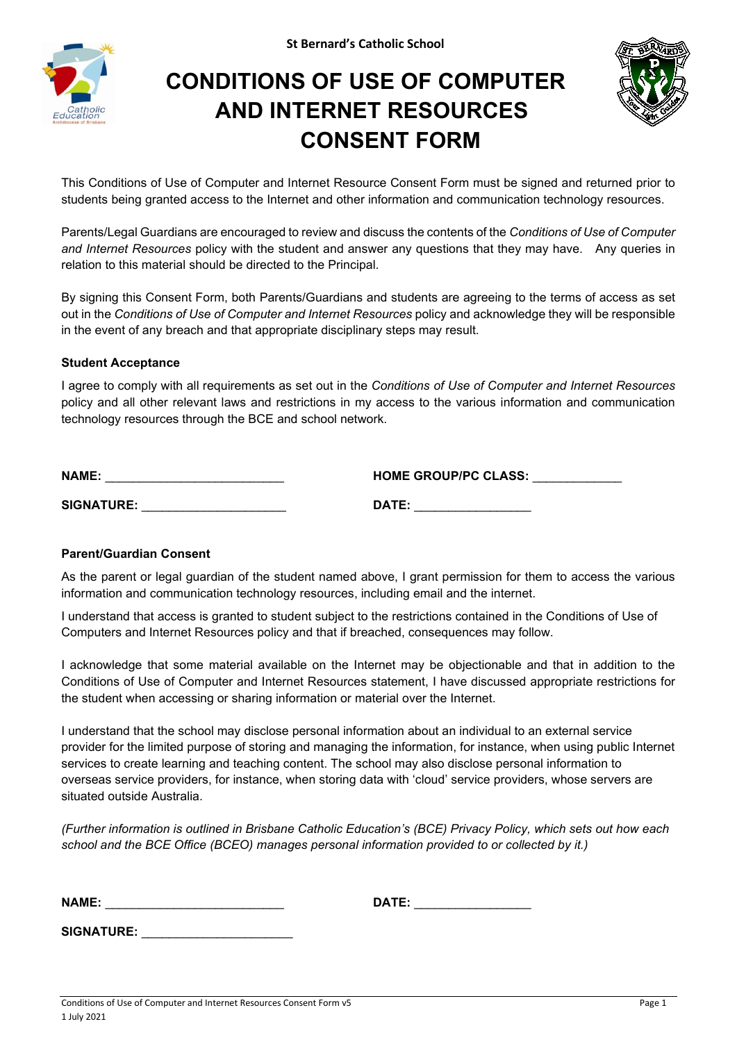St Bernard's Catholic School

# CONDITIONS OF USE OF COMPUTER AND INTERNET RESOURCES CONSENT FORM

This Conditions of Use of Computer and Internet Resource Consent Form must be signed and returned prior to students being granted access to the Internet and other information and communication technology resources.

Parents/Legal Guardians are encouraged to review and discuss the contents of the *Conditions of Use of Computer and Internet Resources* policy with the student and answer any questions that they may have. Any queries in relation to this material should be directed to the Principal.

By signing this Consent Form, both Parents/Guardians and students are agreeing to the terms of access as set out in the *Conditions of Use of Computer and Internet Resources* policy and acknowledge they will be responsible in the event of any breach and that appropriate disciplinary steps may result.

**Student Acceptance**

I agree to comply with all requirements as set out in the *Conditions of Use of Computer and Internet Resources* policy and all other relevant laws and restrictions in my access to the various information and communication technology resources through the BCE and school network.

**NAME:** ___________________________ **HOME GROUP/PC CLASS:** _____________

**SIGNATURE:** ______________________ **DATE:** _________________

**Parent/Guardian Consent**

As the parent or legal guardian of the student named above, I grant permission for them to access the various information and communication technology resources, including email and the internet.

I understand that access is granted to student subject to the restrictions contained in the Conditions of Use of Computers and Internet Resources policy and that if breached, consequences may follow.

I acknowledge that some material available on the Internet may be objectionable and that in addition to the Conditions of Use of Computer and Internet Resources statement, I have discussed appropriate restrictions for the student when accessing or sharing information or material over the Internet.

I understand that the school may disclose personal information about an individual to an external service provider for the limited purpose of storing and managing the information, for instance, when using public Internet services to create learning and teaching content. The school may also disclose personal information to overseas service providers, for instance, when storing data with 'cloud' service providers, whose servers are situated outside Australia.

*(Further information is outlined in Brisbane Catholic Education's (BCE) Privacy Policy, which sets out how each school and the BCE Office (BCEO) manages personal information provided to or collected by it.)*

**NAME:** ___________________________ **DATE:** _________________

**SIGNATURE:** _______________________

Conditions of Use of Computer and Internet Resources Consent Form v5
1 July 2021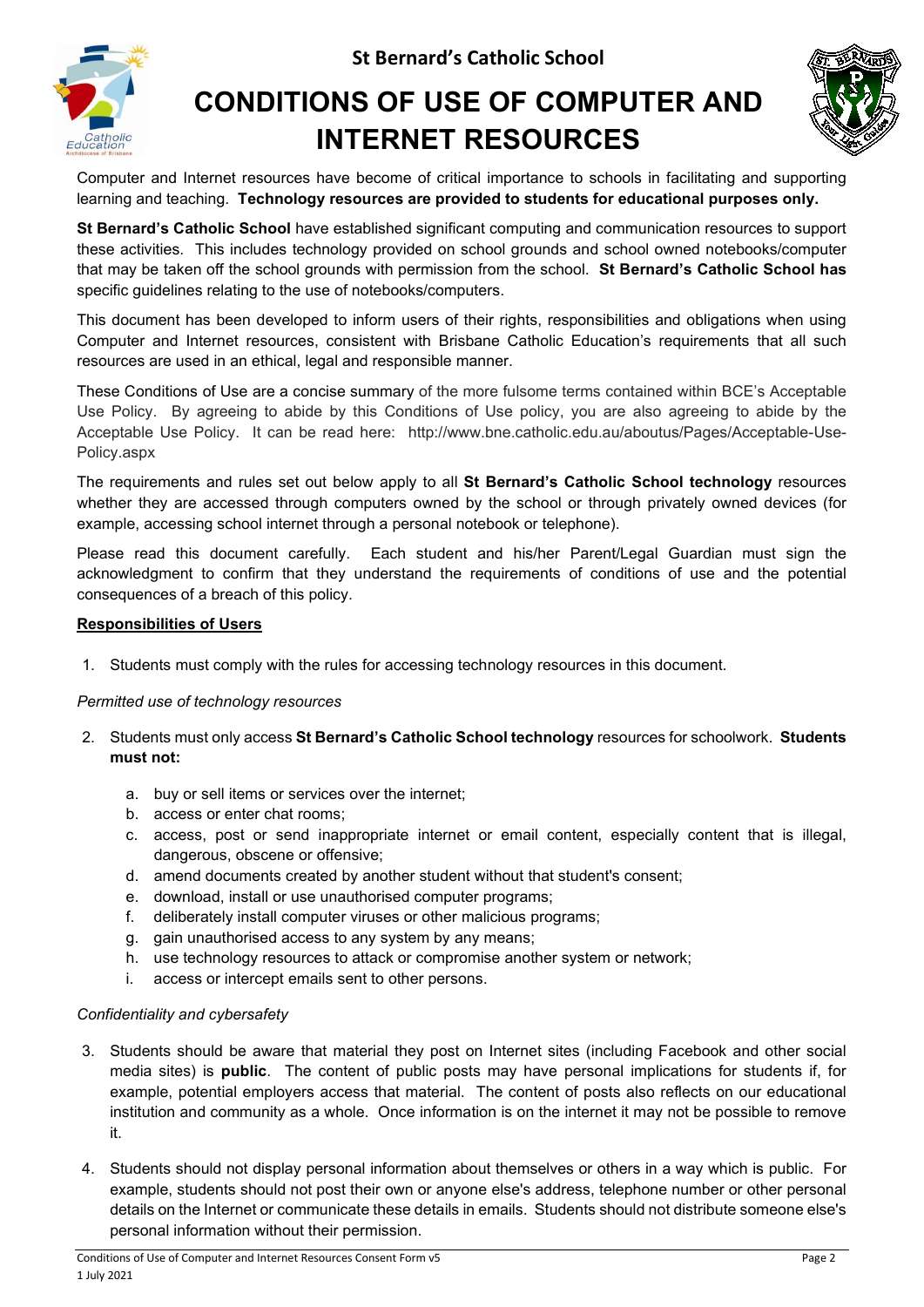St Bernard's Catholic School

# CONDITIONS OF USE OF COMPUTER AND INTERNET RESOURCES

Computer and Internet resources have become of critical importance to schools in facilitating and supporting learning and teaching. **Technology resources are provided to students for educational purposes only.**

**St Bernard's Catholic School** have established significant computing and communication resources to support these activities. This includes technology provided on school grounds and school owned notebooks/computer that may be taken off the school grounds with permission from the school. **St Bernard's Catholic School has** specific guidelines relating to the use of notebooks/computers.

This document has been developed to inform users of their rights, responsibilities and obligations when using Computer and Internet resources, consistent with Brisbane Catholic Education's requirements that all such resources are used in an ethical, legal and responsible manner.

These Conditions of Use are a concise summary of the more fulsome terms contained within BCE's Acceptable Use Policy. By agreeing to abide by this Conditions of Use policy, you are also agreeing to abide by the Acceptable Use Policy. It can be read here: http://www.bne.catholic.edu.au/aboutus/Pages/Acceptable-Use-Policy.aspx

The requirements and rules set out below apply to all **St Bernard's Catholic School technology** resources whether they are accessed through computers owned by the school or through privately owned devices (for example, accessing school internet through a personal notebook or telephone).

Please read this document carefully. Each student and his/her Parent/Legal Guardian must sign the acknowledgment to confirm that they understand the requirements of conditions of use and the potential consequences of a breach of this policy.

**Responsibilities of Users**

1. Students must comply with the rules for accessing technology resources in this document.

*Permitted use of technology resources*

2. Students must only access **St Bernard's Catholic School technology** resources for schoolwork. **Students must not:**
   a. buy or sell items or services over the internet;
   b. access or enter chat rooms;
   c. access, post or send inappropriate internet or email content, especially content that is illegal, dangerous, obscene or offensive;
   d. amend documents created by another student without that student's consent;
   e. download, install or use unauthorised computer programs;
   f. deliberately install computer viruses or other malicious programs;
   g. gain unauthorised access to any system by any means;
   h. use technology resources to attack or compromise another system or network;
   i. access or intercept emails sent to other persons.

*Confidentiality and cybersafety*

3. Students should be aware that material they post on Internet sites (including Facebook and other social media sites) is **public**. The content of public posts may have personal implications for students if, for example, potential employers access that material. The content of posts also reflects on our educational institution and community as a whole. Once information is on the internet it may not be possible to remove it.

4. Students should not display personal information about themselves or others in a way which is public. For example, students should not post their own or anyone else's address, telephone number or other personal details on the Internet or communicate these details in emails. Students should not distribute someone else's personal information without their permission.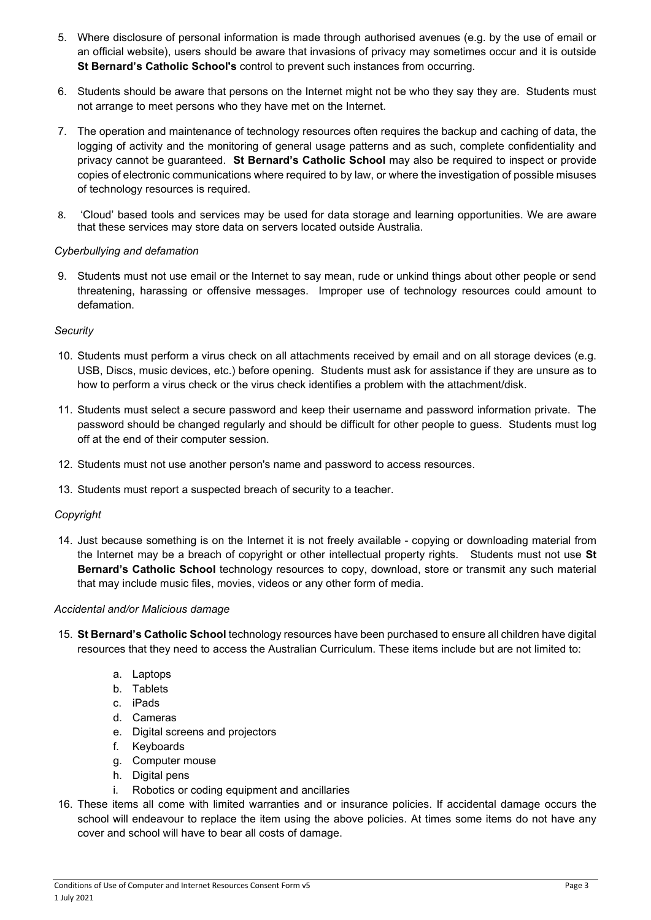5. Where disclosure of personal information is made through authorised avenues (e.g. by the use of email or an official website), users should be aware that invasions of privacy may sometimes occur and it is outside **St Bernard's Catholic School's** control to prevent such instances from occurring.

6. Students should be aware that persons on the Internet might not be who they say they are. Students must not arrange to meet persons who they have met on the Internet.

7. The operation and maintenance of technology resources often requires the backup and caching of data, the logging of activity and the monitoring of general usage patterns and as such, complete confidentiality and privacy cannot be guaranteed. **St Bernard's Catholic School** may also be required to inspect or provide copies of electronic communications where required to by law, or where the investigation of possible misuses of technology resources is required.

8. 'Cloud' based tools and services may be used for data storage and learning opportunities. We are aware that these services may store data on servers located outside Australia.

*Cyberbullying and defamation*

9. Students must not use email or the Internet to say mean, rude or unkind things about other people or send threatening, harassing or offensive messages. Improper use of technology resources could amount to defamation.

*Security*

10. Students must perform a virus check on all attachments received by email and on all storage devices (e.g. USB, Discs, music devices, etc.) before opening. Students must ask for assistance if they are unsure as to how to perform a virus check or the virus check identifies a problem with the attachment/disk.

11. Students must select a secure password and keep their username and password information private. The password should be changed regularly and should be difficult for other people to guess. Students must log off at the end of their computer session.

12. Students must not use another person's name and password to access resources.

13. Students must report a suspected breach of security to a teacher.

*Copyright*

14. Just because something is on the Internet it is not freely available - copying or downloading material from the Internet may be a breach of copyright or other intellectual property rights. Students must not use **St Bernard's Catholic School** technology resources to copy, download, store or transmit any such material that may include music files, movies, videos or any other form of media.

*Accidental and/or Malicious damage*

15. **St Bernard's Catholic School** technology resources have been purchased to ensure all children have digital resources that they need to access the Australian Curriculum. These items include but are not limited to:
    a. Laptops
    b. Tablets
    c. iPads
    d. Cameras
    e. Digital screens and projectors
    f. Keyboards
    g. Computer mouse
    h. Digital pens
    i. Robotics or coding equipment and ancillaries

16. These items all come with limited warranties and or insurance policies. If accidental damage occurs the school will endeavour to replace the item using the above policies. At times some items do not have any cover and school will have to bear all costs of damage.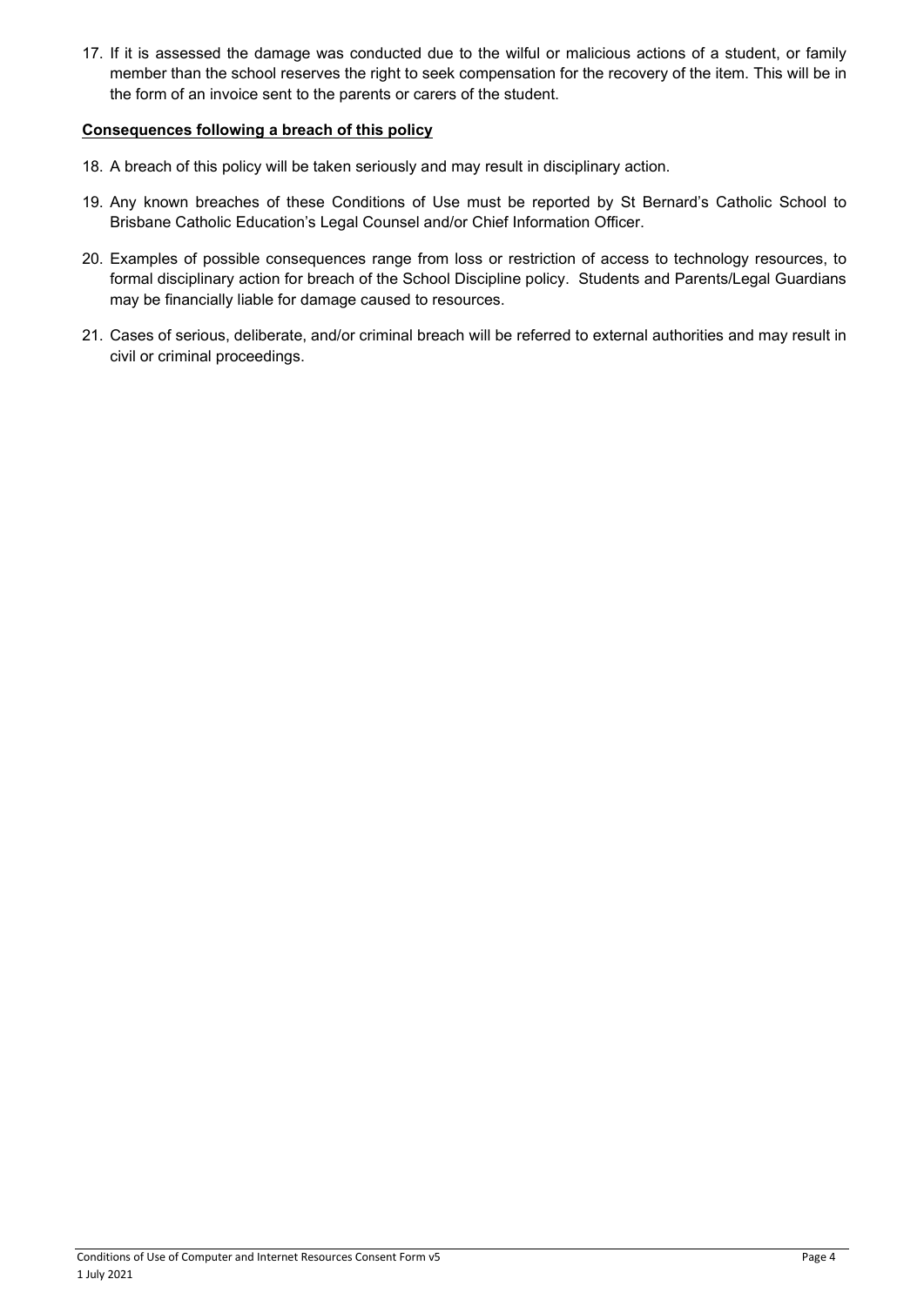17. If it is assessed the damage was conducted due to the wilful or malicious actions of a student, or family member than the school reserves the right to seek compensation for the recovery of the item. This will be in the form of an invoice sent to the parents or carers of the student.

**Consequences following a breach of this policy**

18. A breach of this policy will be taken seriously and may result in disciplinary action.
19. Any known breaches of these Conditions of Use must be reported by St Bernard's Catholic School to Brisbane Catholic Education's Legal Counsel and/or Chief Information Officer.
20. Examples of possible consequences range from loss or restriction of access to technology resources, to formal disciplinary action for breach of the School Discipline policy. Students and Parents/Legal Guardians may be financially liable for damage caused to resources.
21. Cases of serious, deliberate, and/or criminal breach will be referred to external authorities and may result in civil or criminal proceedings.